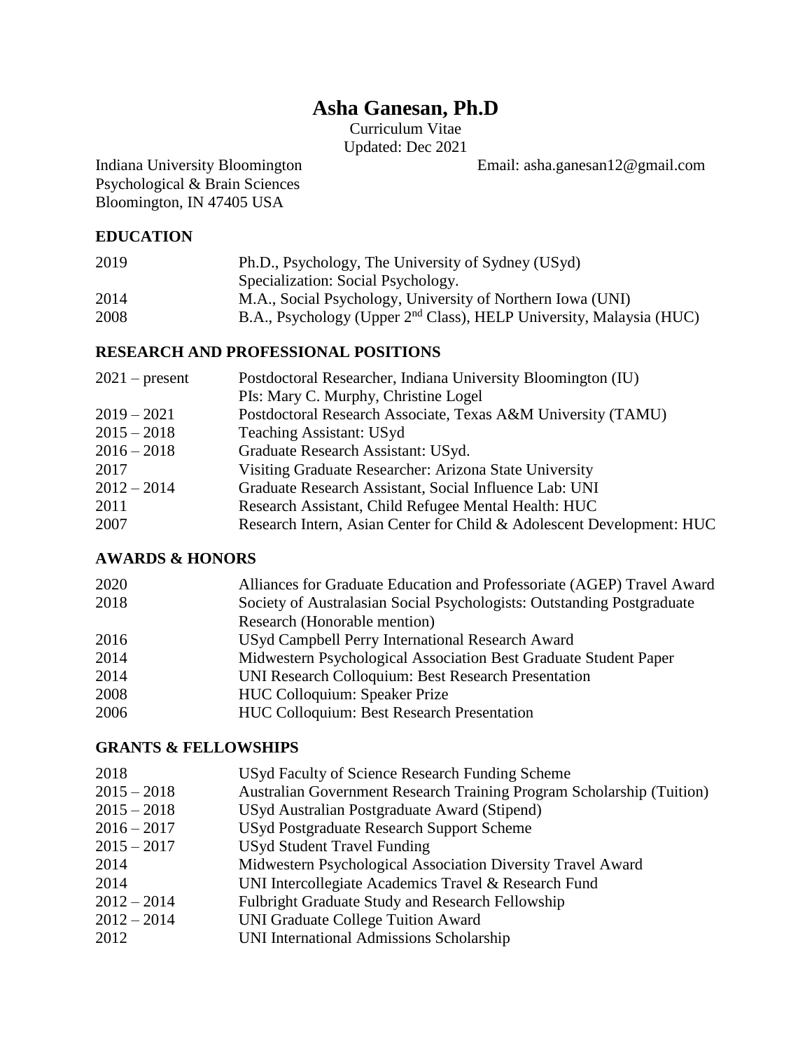# Asha Ganesan, Ph.D

Curriculum Vitae
Updated: Dec 2021

Indiana University Bloomington
Psychological & Brain Sciences
Bloomington, IN 47405 USA

Email: asha.ganesan12@gmail.com

## EDUCATION

| | |
|---|---|
| 2019 | Ph.D., Psychology, The University of Sydney (USyd)<br>Specialization: Social Psychology. |
| 2014 | M.A., Social Psychology, University of Northern Iowa (UNI) |
| 2008 | B.A., Psychology (Upper 2nd Class), HELP University, Malaysia (HUC) |

## RESEARCH AND PROFESSIONAL POSITIONS

| | |
|---|---|
| 2021 – present | Postdoctoral Researcher, Indiana University Bloomington (IU)<br>PIs: Mary C. Murphy, Christine Logel |
| 2019 – 2021 | Postdoctoral Research Associate, Texas A&M University (TAMU) |
| 2015 – 2018 | Teaching Assistant: USyd |
| 2016 – 2018 | Graduate Research Assistant: USyd. |
| 2017 | Visiting Graduate Researcher: Arizona State University |
| 2012 – 2014 | Graduate Research Assistant, Social Influence Lab: UNI |
| 2011 | Research Assistant, Child Refugee Mental Health: HUC |
| 2007 | Research Intern, Asian Center for Child & Adolescent Development: HUC |

## AWARDS & HONORS

| | |
|---|---|
| 2020 | Alliances for Graduate Education and Professoriate (AGEP) Travel Award |
| 2018 | Society of Australasian Social Psychologists: Outstanding Postgraduate Research (Honorable mention) |
| 2016 | USyd Campbell Perry International Research Award |
| 2014 | Midwestern Psychological Association Best Graduate Student Paper |
| 2014 | UNI Research Colloquium: Best Research Presentation |
| 2008 | HUC Colloquium: Speaker Prize |
| 2006 | HUC Colloquium: Best Research Presentation |

## GRANTS & FELLOWSHIPS

| | |
|---|---|
| 2018 | USyd Faculty of Science Research Funding Scheme |
| 2015 – 2018 | Australian Government Research Training Program Scholarship (Tuition) |
| 2015 – 2018 | USyd Australian Postgraduate Award (Stipend) |
| 2016 – 2017 | USyd Postgraduate Research Support Scheme |
| 2015 – 2017 | USyd Student Travel Funding |
| 2014 | Midwestern Psychological Association Diversity Travel Award |
| 2014 | UNI Intercollegiate Academics Travel & Research Fund |
| 2012 – 2014 | Fulbright Graduate Study and Research Fellowship |
| 2012 – 2014 | UNI Graduate College Tuition Award |
| 2012 | UNI International Admissions Scholarship |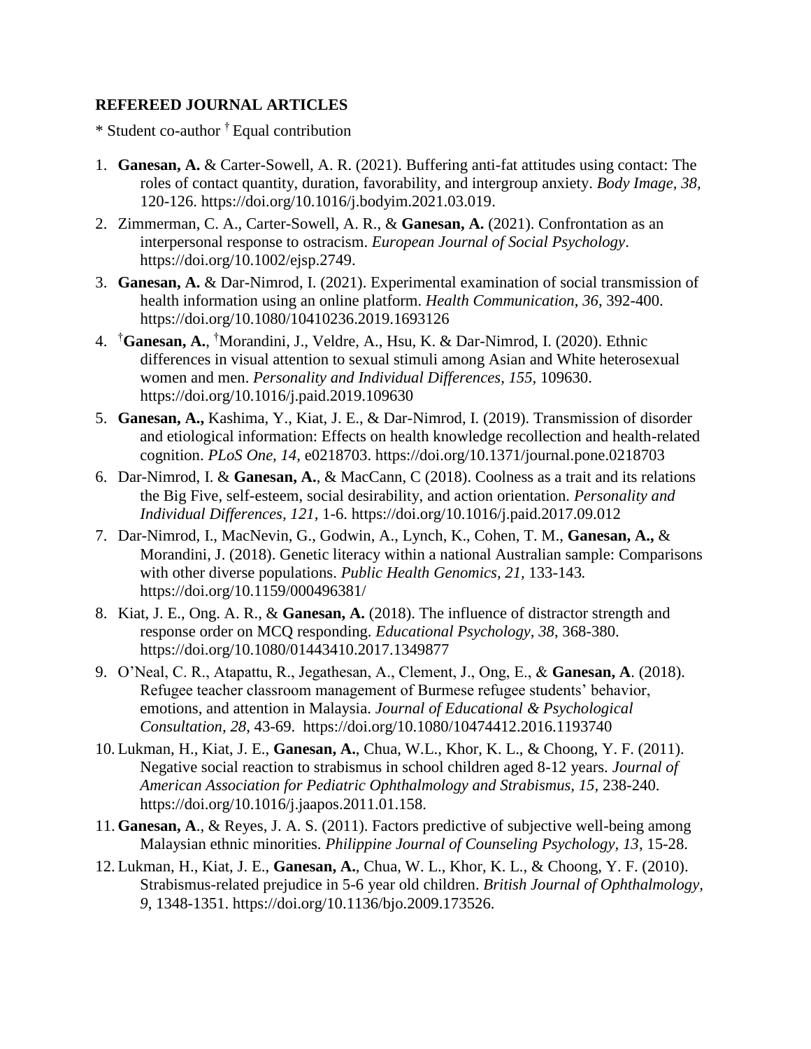## REFEREED JOURNAL ARTICLES

* Student co-author † Equal contribution

1. **Ganesan, A.** & Carter-Sowell, A. R. (2021). Buffering anti-fat attitudes using contact: The roles of contact quantity, duration, favorability, and intergroup anxiety. *Body Image, 38,* 120-126. https://doi.org/10.1016/j.bodyim.2021.03.019.
2. Zimmerman, C. A., Carter-Sowell, A. R., & **Ganesan, A.** (2021). Confrontation as an interpersonal response to ostracism. *European Journal of Social Psychology*. https://doi.org/10.1002/ejsp.2749.
3. **Ganesan, A.** & Dar-Nimrod, I. (2021). Experimental examination of social transmission of health information using an online platform. *Health Communication*, *36*, 392-400. https://doi.org/10.1080/10410236.2019.1693126
4. †**Ganesan, A.**, †Morandini, J., Veldre, A., Hsu, K. & Dar-Nimrod, I. (2020). Ethnic differences in visual attention to sexual stimuli among Asian and White heterosexual women and men. *Personality and Individual Differences, 155,* 109630. https://doi.org/10.1016/j.paid.2019.109630
5. **Ganesan, A.,** Kashima, Y., Kiat, J. E., & Dar-Nimrod, I. (2019). Transmission of disorder and etiological information: Effects on health knowledge recollection and health-related cognition. *PLoS One, 14*, e0218703. https://doi.org/10.1371/journal.pone.0218703
6. Dar-Nimrod, I. & **Ganesan, A.**, & MacCann, C (2018). Coolness as a trait and its relations the Big Five, self-esteem, social desirability, and action orientation. *Personality and Individual Differences, 121*, 1-6. https://doi.org/10.1016/j.paid.2017.09.012
7. Dar-Nimrod, I., MacNevin, G., Godwin, A., Lynch, K., Cohen, T. M., **Ganesan, A.,** & Morandini, J. (2018). Genetic literacy within a national Australian sample: Comparisons with other diverse populations. *Public Health Genomics, 21,* 133-143*.* https://doi.org/10.1159/000496381/
8. Kiat, J. E., Ong. A. R., & **Ganesan, A.** (2018). The influence of distractor strength and response order on MCQ responding. *Educational Psychology, 38*, 368-380. https://doi.org/10.1080/01443410.2017.1349877
9. O'Neal, C. R., Atapattu, R., Jegathesan, A., Clement, J., Ong, E., & **Ganesan, A**. (2018). Refugee teacher classroom management of Burmese refugee students' behavior, emotions, and attention in Malaysia. *Journal of Educational & Psychological Consultation, 28*, 43-69. https://doi.org/10.1080/10474412.2016.1193740
10. Lukman, H., Kiat, J. E., **Ganesan, A.**, Chua, W.L., Khor, K. L., & Choong, Y. F. (2011). Negative social reaction to strabismus in school children aged 8-12 years. *Journal of American Association for Pediatric Ophthalmology and Strabismus, 15,* 238-240. https://doi.org/10.1016/j.jaapos.2011.01.158.
11. **Ganesan, A**., & Reyes, J. A. S. (2011). Factors predictive of subjective well-being among Malaysian ethnic minorities. *Philippine Journal of Counseling Psychology, 13*, 15-28.
12. Lukman, H., Kiat, J. E., **Ganesan, A.**, Chua, W. L., Khor, K. L., & Choong, Y. F. (2010). Strabismus-related prejudice in 5-6 year old children. *British Journal of Ophthalmology, 9*, 1348-1351. https://doi.org/10.1136/bjo.2009.173526.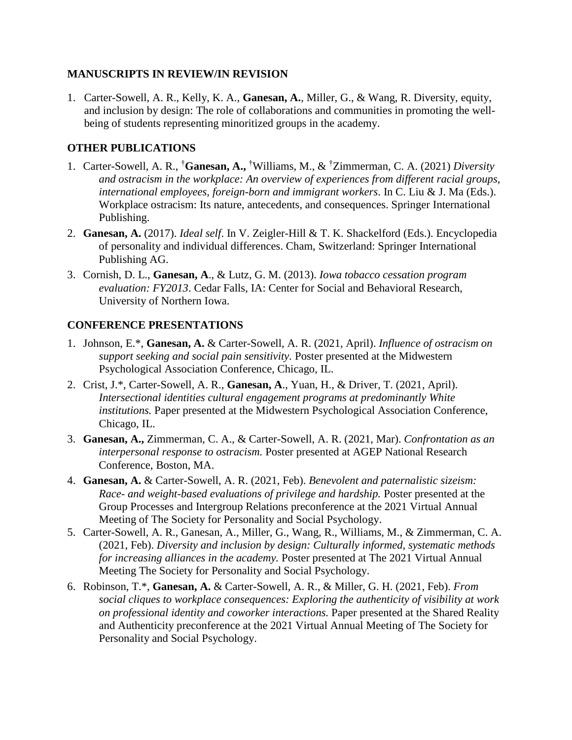## MANUSCRIPTS IN REVIEW/IN REVISION

1. Carter-Sowell, A. R., Kelly, K. A., **Ganesan, A.**, Miller, G., & Wang, R. Diversity, equity, and inclusion by design: The role of collaborations and communities in promoting the well-being of students representing minoritized groups in the academy.

## OTHER PUBLICATIONS

1. Carter-Sowell, A. R., [†]**Ganesan, A.,** [†]Williams, M., & [†]Zimmerman, C. A. (2021) *Diversity and ostracism in the workplace: An overview of experiences from different racial groups, international employees, foreign-born and immigrant workers*. In C. Liu & J. Ma (Eds.). Workplace ostracism: Its nature, antecedents, and consequences. Springer International Publishing.
2. **Ganesan, A.** (2017). *Ideal self*. In V. Zeigler-Hill & T. K. Shackelford (Eds.). Encyclopedia of personality and individual differences. Cham, Switzerland: Springer International Publishing AG.
3. Cornish, D. L., **Ganesan, A**., & Lutz, G. M. (2013). *Iowa tobacco cessation program evaluation: FY2013*. Cedar Falls, IA: Center for Social and Behavioral Research, University of Northern Iowa.

## CONFERENCE PRESENTATIONS

1. Johnson, E.*, **Ganesan, A.** & Carter-Sowell, A. R. (2021, April). *Influence of ostracism on support seeking and social pain sensitivity.* Poster presented at the Midwestern Psychological Association Conference, Chicago, IL.
2. Crist, J.*, Carter-Sowell, A. R., **Ganesan, A**., Yuan, H., & Driver, T. (2021, April). *Intersectional identities cultural engagement programs at predominantly White institutions.* Paper presented at the Midwestern Psychological Association Conference, Chicago, IL.
3. **Ganesan, A.,** Zimmerman, C. A., & Carter-Sowell, A. R. (2021, Mar). *Confrontation as an interpersonal response to ostracism.* Poster presented at AGEP National Research Conference, Boston, MA.
4. **Ganesan, A.** & Carter-Sowell, A. R. (2021, Feb). *Benevolent and paternalistic sizeism: Race- and weight-based evaluations of privilege and hardship.* Poster presented at the Group Processes and Intergroup Relations preconference at the 2021 Virtual Annual Meeting of The Society for Personality and Social Psychology.
5. Carter-Sowell, A. R., Ganesan, A., Miller, G., Wang, R., Williams, M., & Zimmerman, C. A. (2021, Feb). *Diversity and inclusion by design: Culturally informed, systematic methods for increasing alliances in the academy.* Poster presented at The 2021 Virtual Annual Meeting The Society for Personality and Social Psychology.
6. Robinson, T.*, **Ganesan, A.** & Carter-Sowell, A. R., & Miller, G. H. (2021, Feb). *From social cliques to workplace consequences: Exploring the authenticity of visibility at work on professional identity and coworker interactions.* Paper presented at the Shared Reality and Authenticity preconference at the 2021 Virtual Annual Meeting of The Society for Personality and Social Psychology.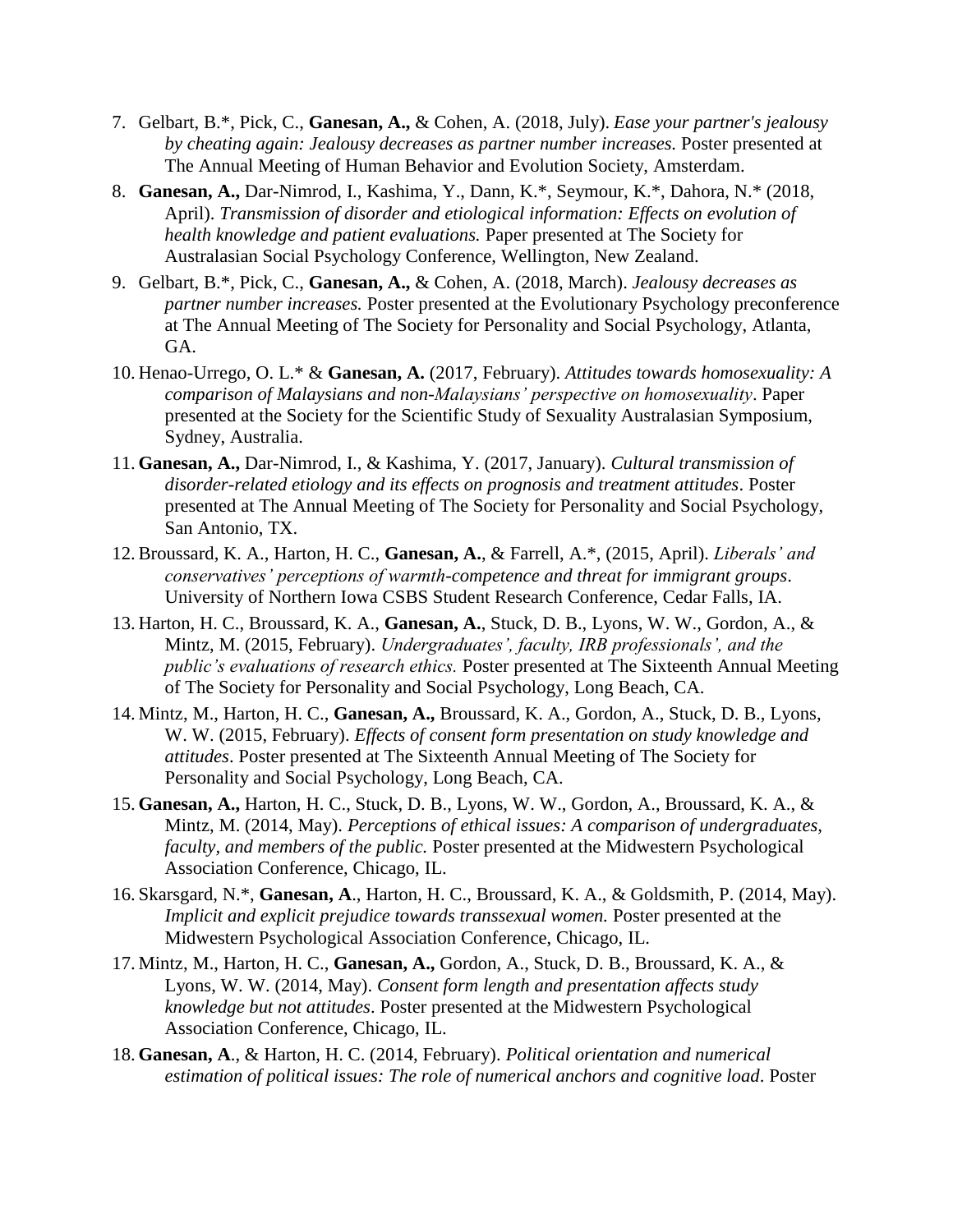7. Gelbart, B.*, Pick, C., **Ganesan, A.,** & Cohen, A. (2018, July). *Ease your partner's jealousy by cheating again: Jealousy decreases as partner number increases.* Poster presented at The Annual Meeting of Human Behavior and Evolution Society, Amsterdam.
8. **Ganesan, A.,** Dar-Nimrod, I., Kashima, Y., Dann, K.*, Seymour, K.*, Dahora, N.* (2018, April). *Transmission of disorder and etiological information: Effects on evolution of health knowledge and patient evaluations.* Paper presented at The Society for Australasian Social Psychology Conference, Wellington, New Zealand.
9. Gelbart, B.*, Pick, C., **Ganesan, A.,** & Cohen, A. (2018, March). *Jealousy decreases as partner number increases.* Poster presented at the Evolutionary Psychology preconference at The Annual Meeting of The Society for Personality and Social Psychology, Atlanta, GA.
10. Henao-Urrego, O. L.* & **Ganesan, A.** (2017, February). *Attitudes towards homosexuality: A comparison of Malaysians and non-Malaysians' perspective on homosexuality*. Paper presented at the Society for the Scientific Study of Sexuality Australasian Symposium, Sydney, Australia.
11. **Ganesan, A.,** Dar-Nimrod, I., & Kashima, Y. (2017, January). *Cultural transmission of disorder-related etiology and its effects on prognosis and treatment attitudes*. Poster presented at The Annual Meeting of The Society for Personality and Social Psychology, San Antonio, TX.
12. Broussard, K. A., Harton, H. C., **Ganesan, A.**, & Farrell, A.*, (2015, April). *Liberals' and conservatives' perceptions of warmth-competence and threat for immigrant groups*. University of Northern Iowa CSBS Student Research Conference, Cedar Falls, IA.
13. Harton, H. C., Broussard, K. A., **Ganesan, A.**, Stuck, D. B., Lyons, W. W., Gordon, A., & Mintz, M. (2015, February). *Undergraduates', faculty, IRB professionals', and the public's evaluations of research ethics.* Poster presented at The Sixteenth Annual Meeting of The Society for Personality and Social Psychology, Long Beach, CA.
14. Mintz, M., Harton, H. C., **Ganesan, A.,** Broussard, K. A., Gordon, A., Stuck, D. B., Lyons, W. W. (2015, February). *Effects of consent form presentation on study knowledge and attitudes*. Poster presented at The Sixteenth Annual Meeting of The Society for Personality and Social Psychology, Long Beach, CA.
15. **Ganesan, A.,** Harton, H. C., Stuck, D. B., Lyons, W. W., Gordon, A., Broussard, K. A., & Mintz, M. (2014, May). *Perceptions of ethical issues: A comparison of undergraduates, faculty, and members of the public.* Poster presented at the Midwestern Psychological Association Conference, Chicago, IL.
16. Skarsgard, N.*, **Ganesan, A**., Harton, H. C., Broussard, K. A., & Goldsmith, P. (2014, May). *Implicit and explicit prejudice towards transsexual women.* Poster presented at the Midwestern Psychological Association Conference, Chicago, IL.
17. Mintz, M., Harton, H. C., **Ganesan, A.,** Gordon, A., Stuck, D. B., Broussard, K. A., & Lyons, W. W. (2014, May). *Consent form length and presentation affects study knowledge but not attitudes*. Poster presented at the Midwestern Psychological Association Conference, Chicago, IL.
18. **Ganesan, A**., & Harton, H. C. (2014, February). *Political orientation and numerical estimation of political issues: The role of numerical anchors and cognitive load*. Poster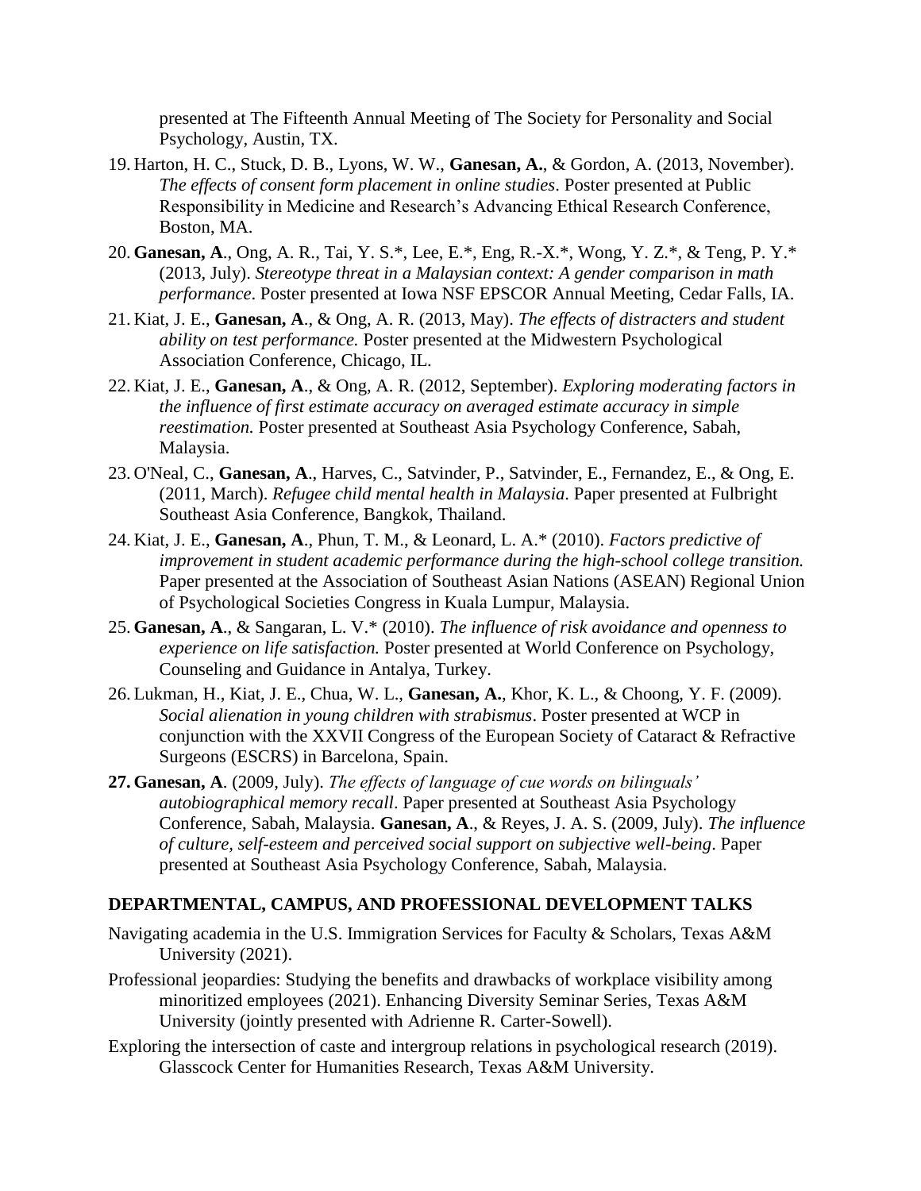presented at The Fifteenth Annual Meeting of The Society for Personality and Social Psychology, Austin, TX.

19. Harton, H. C., Stuck, D. B., Lyons, W. W., **Ganesan, A.**, & Gordon, A. (2013, November). *The effects of consent form placement in online studies*. Poster presented at Public Responsibility in Medicine and Research's Advancing Ethical Research Conference, Boston, MA.
20. **Ganesan, A**., Ong, A. R., Tai, Y. S.*, Lee, E.*, Eng, R.-X.*, Wong, Y. Z.*, & Teng, P. Y.* (2013, July). *Stereotype threat in a Malaysian context: A gender comparison in math performance*. Poster presented at Iowa NSF EPSCOR Annual Meeting, Cedar Falls, IA.
21. Kiat, J. E., **Ganesan, A**., & Ong, A. R. (2013, May). *The effects of distracters and student ability on test performance.* Poster presented at the Midwestern Psychological Association Conference, Chicago, IL.
22. Kiat, J. E., **Ganesan, A**., & Ong, A. R. (2012, September). *Exploring moderating factors in the influence of first estimate accuracy on averaged estimate accuracy in simple reestimation.* Poster presented at Southeast Asia Psychology Conference, Sabah, Malaysia.
23. O'Neal, C., **Ganesan, A**., Harves, C., Satvinder, P., Satvinder, E., Fernandez, E., & Ong, E. (2011, March). *Refugee child mental health in Malaysia*. Paper presented at Fulbright Southeast Asia Conference, Bangkok, Thailand.
24. Kiat, J. E., **Ganesan, A**., Phun, T. M., & Leonard, L. A.* (2010). *Factors predictive of improvement in student academic performance during the high-school college transition.* Paper presented at the Association of Southeast Asian Nations (ASEAN) Regional Union of Psychological Societies Congress in Kuala Lumpur, Malaysia.
25. **Ganesan, A**., & Sangaran, L. V.* (2010). *The influence of risk avoidance and openness to experience on life satisfaction.* Poster presented at World Conference on Psychology, Counseling and Guidance in Antalya, Turkey.
26. Lukman, H., Kiat, J. E., Chua, W. L., **Ganesan, A.**, Khor, K. L., & Choong, Y. F. (2009). *Social alienation in young children with strabismus*. Poster presented at WCP in conjunction with the XXVII Congress of the European Society of Cataract & Refractive Surgeons (ESCRS) in Barcelona, Spain.
27. **Ganesan, A**. (2009, July). *The effects of language of cue words on bilinguals' autobiographical memory recall*. Paper presented at Southeast Asia Psychology Conference, Sabah, Malaysia. **Ganesan, A**., & Reyes, J. A. S. (2009, July). *The influence of culture, self-esteem and perceived social support on subjective well-being*. Paper presented at Southeast Asia Psychology Conference, Sabah, Malaysia.

## DEPARTMENTAL, CAMPUS, AND PROFESSIONAL DEVELOPMENT TALKS

Navigating academia in the U.S. Immigration Services for Faculty & Scholars, Texas A&M University (2021).

Professional jeopardies: Studying the benefits and drawbacks of workplace visibility among minoritized employees (2021). Enhancing Diversity Seminar Series, Texas A&M University (jointly presented with Adrienne R. Carter-Sowell).

Exploring the intersection of caste and intergroup relations in psychological research (2019). Glasscock Center for Humanities Research, Texas A&M University.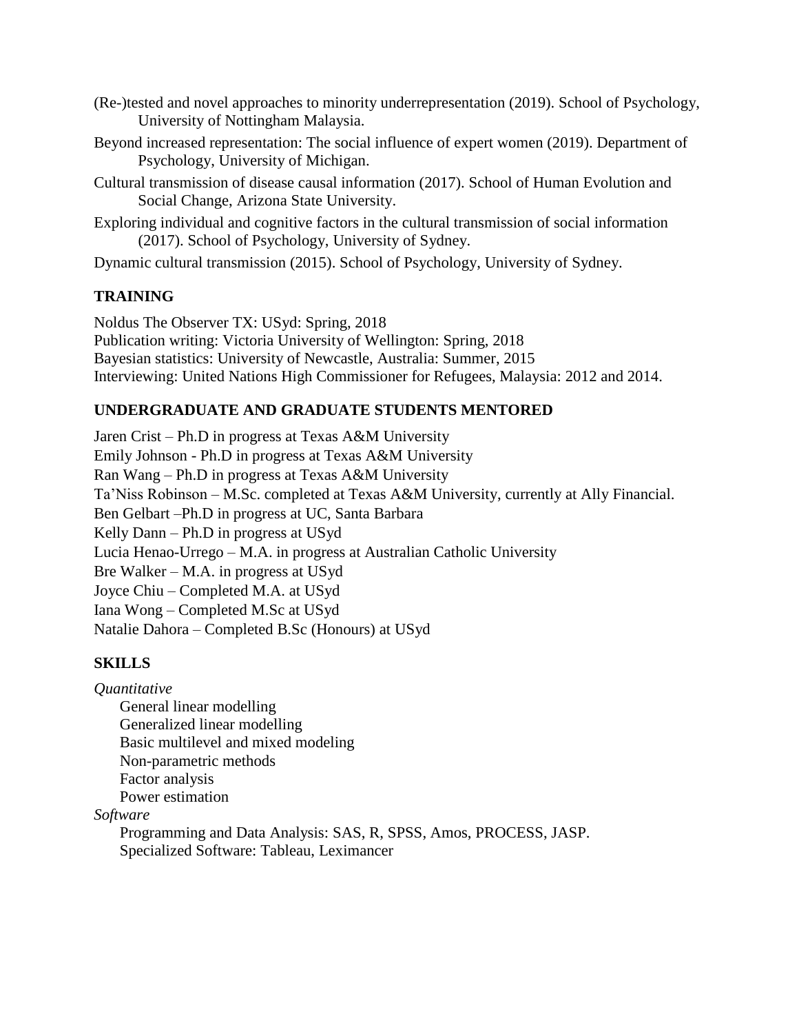(Re-)tested and novel approaches to minority underrepresentation (2019). School of Psychology, University of Nottingham Malaysia.

Beyond increased representation: The social influence of expert women (2019). Department of Psychology, University of Michigan.

Cultural transmission of disease causal information (2017). School of Human Evolution and Social Change, Arizona State University.

Exploring individual and cognitive factors in the cultural transmission of social information (2017). School of Psychology, University of Sydney.

Dynamic cultural transmission (2015). School of Psychology, University of Sydney.

## TRAINING

Noldus The Observer TX: USyd: Spring, 2018
Publication writing: Victoria University of Wellington: Spring, 2018
Bayesian statistics: University of Newcastle, Australia: Summer, 2015
Interviewing: United Nations High Commissioner for Refugees, Malaysia: 2012 and 2014.

## UNDERGRADUATE AND GRADUATE STUDENTS MENTORED

Jaren Crist – Ph.D in progress at Texas A&M University
Emily Johnson - Ph.D in progress at Texas A&M University
Ran Wang – Ph.D in progress at Texas A&M University
Ta'Niss Robinson – M.Sc. completed at Texas A&M University, currently at Ally Financial.
Ben Gelbart –Ph.D in progress at UC, Santa Barbara
Kelly Dann – Ph.D in progress at USyd
Lucia Henao-Urrego – M.A. in progress at Australian Catholic University
Bre Walker – M.A. in progress at USyd
Joyce Chiu – Completed M.A. at USyd
Iana Wong – Completed M.Sc at USyd
Natalie Dahora – Completed B.Sc (Honours) at USyd

## SKILLS

*Quantitative*

- General linear modelling
- Generalized linear modelling
- Basic multilevel and mixed modeling
- Non-parametric methods
- Factor analysis
- Power estimation

*Software*

- Programming and Data Analysis: SAS, R, SPSS, Amos, PROCESS, JASP.
- Specialized Software: Tableau, Leximancer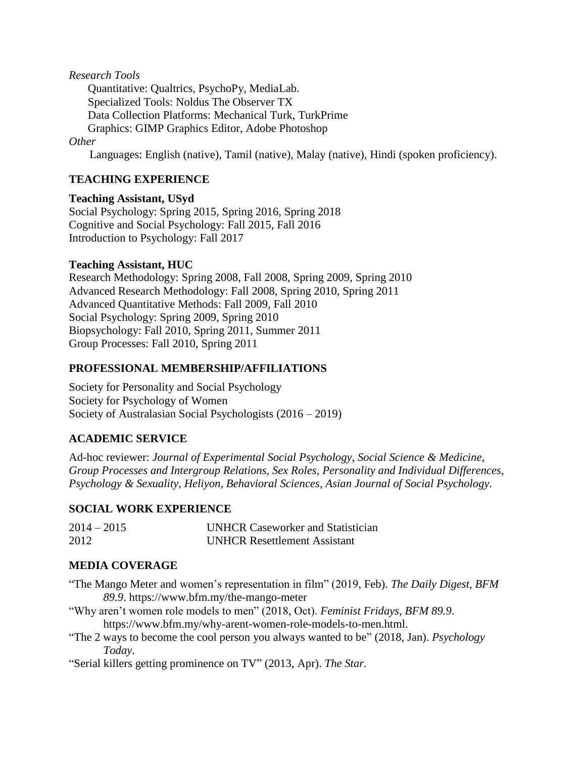*Research Tools*

Quantitative: Qualtrics, PsychoPy, MediaLab.
Specialized Tools: Noldus The Observer TX
Data Collection Platforms: Mechanical Turk, TurkPrime
Graphics: GIMP Graphics Editor, Adobe Photoshop

*Other*

Languages: English (native), Tamil (native), Malay (native), Hindi (spoken proficiency).

## TEACHING EXPERIENCE

**Teaching Assistant, USyd**

Social Psychology: Spring 2015, Spring 2016, Spring 2018
Cognitive and Social Psychology: Fall 2015, Fall 2016
Introduction to Psychology: Fall 2017

**Teaching Assistant, HUC**

Research Methodology: Spring 2008, Fall 2008, Spring 2009, Spring 2010
Advanced Research Methodology: Fall 2008, Spring 2010, Spring 2011
Advanced Quantitative Methods: Fall 2009, Fall 2010
Social Psychology: Spring 2009, Spring 2010
Biopsychology: Fall 2010, Spring 2011, Summer 2011
Group Processes: Fall 2010, Spring 2011

## PROFESSIONAL MEMBERSHIP/AFFILIATIONS

Society for Personality and Social Psychology
Society for Psychology of Women
Society of Australasian Social Psychologists (2016 – 2019)

## ACADEMIC SERVICE

Ad-hoc reviewer: *Journal of Experimental Social Psychology*, *Social Science & Medicine*, *Group Processes and Intergroup Relations*, *Sex Roles*, *Personality and Individual Differences*, *Psychology & Sexuality*, *Heliyon*, *Behavioral Sciences*, *Asian Journal of Social Psychology*.

## SOCIAL WORK EXPERIENCE

| | |
|---|---|
| 2014 – 2015 | UNHCR Caseworker and Statistician |
| 2012 | UNHCR Resettlement Assistant |

## MEDIA COVERAGE

"The Mango Meter and women's representation in film" (2019, Feb). *The Daily Digest, BFM 89.9*. https://www.bfm.my/the-mango-meter

"Why aren't women role models to men" (2018, Oct). *Feminist Fridays, BFM 89.9*. https://www.bfm.my/why-arent-women-role-models-to-men.html.

"The 2 ways to become the cool person you always wanted to be" (2018, Jan). *Psychology Today*.

"Serial killers getting prominence on TV" (2013, Apr). *The Star*.